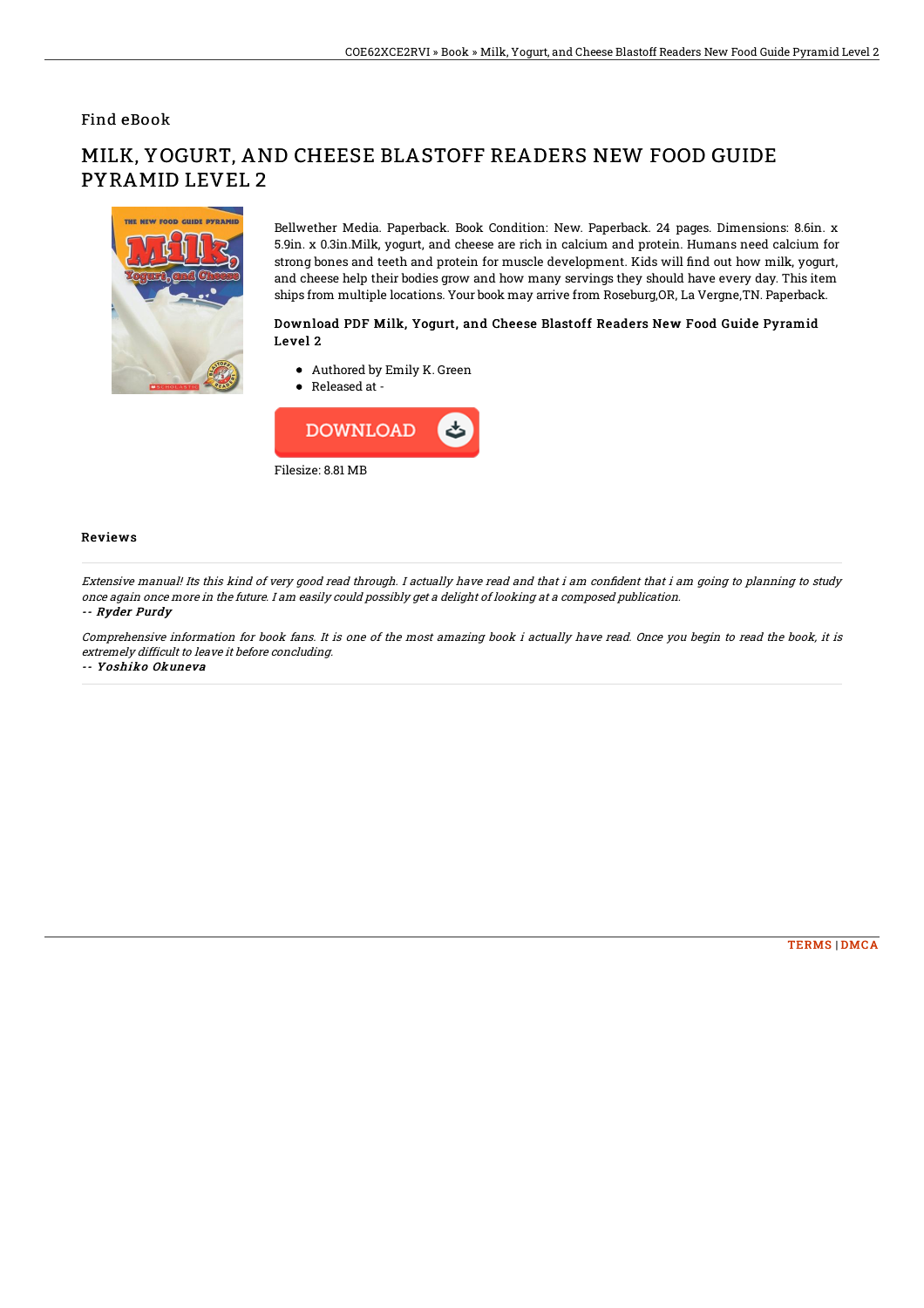Find eBook

# MILK, YOGURT, AND CHEESE BLASTOFF READERS NEW FOOD GUIDE PYRAMID LEVEL 2

Bellwether Media. Paperback. Book Condition: New. Paperback. 24 pages. Dimensions: 8.6in. x 5.9in. x 0.3in.Milk, yogurt, and cheese are rich in calcium and protein. Humans need calcium for strong bones and teeth and protein for muscle development. Kids will find out how milk, yogurt, and cheese help their bodies grow and how many servings they should have every day. This item ships from multiple locations. Your book may arrive from Roseburg,OR, La Vergne,TN. Paperback.

### Download PDF Milk, Yogurt, and Cheese Blastoff Readers New Food Guide Pyramid Level 2

- Authored by Emily K. Green
- Released at -

DOWNLOAD

Filesize: 8.81 MB

## Reviews

*Extensive manual! Its this kind of very good read through. I actually have read and that i am confident that i am going to planning to study once again once more in the future. I am easily could possibly get a delight of looking at a composed publication.*

*-- Ryder Purdy*

*Comprehensive information for book fans. It is one of the most amazing book i actually have read. Once you begin to read the book, it is extremely difficult to leave it before concluding.*

*-- Yoshiko Okuneva*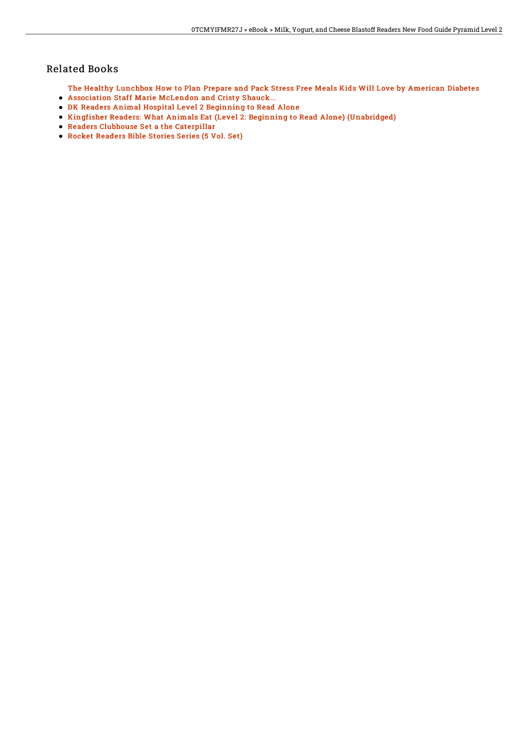## Related Books

- The Healthy Lunchbox How to Plan Prepare and Pack Stress Free Meals Kids Will Love by American Diabetes Association Staff Marie McLendon and Cristy Shauck...
- DK Readers Animal Hospital Level 2 Beginning to Read Alone
- Kingfisher Readers: What Animals Eat (Level 2: Beginning to Read Alone) (Unabridged)
- Readers Clubhouse Set a the Caterpillar
- Rocket Readers Bible Stories Series (5 Vol. Set)